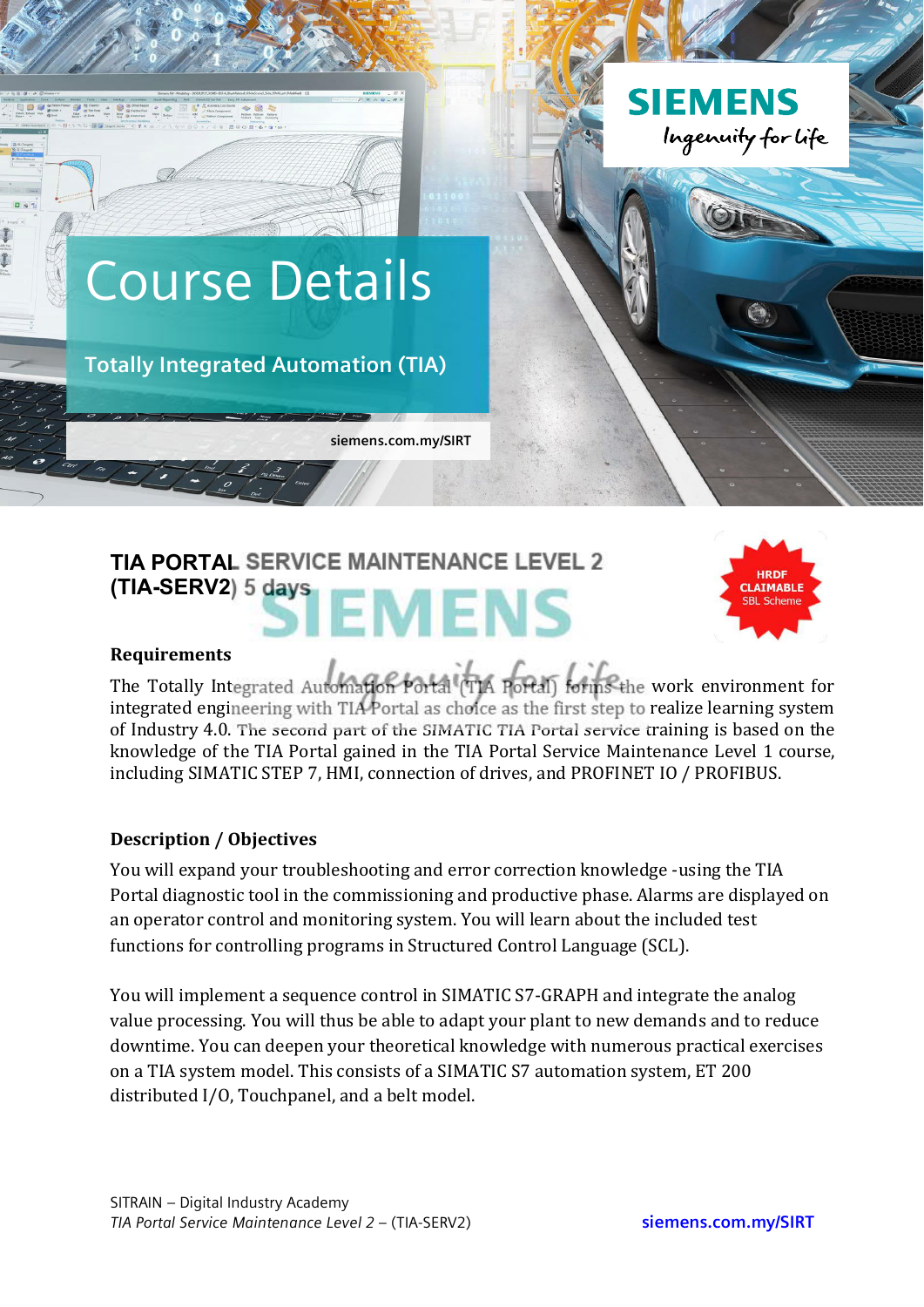# Course Details

## Totally Integrated Automation (TIA)

siemens.com.my/SIRT

## TIA PORTAL SERVICE MAINTENANCE LEVEL 2 (TIA-SERV2) 5 days

HRDF CLAIMABLE SBL Scheme

### Requirements

The Totally Integrated Automation Portal (TIA Portal) forms the work environment for integrated engineering with TIA Portal as choice as the first step to realize learning system of Industry 4.0. The second part of the SIMATIC TIA Portal service training is based on the knowledge of the TIA Portal gained in the TIA Portal Service Maintenance Level 1 course, including SIMATIC STEP 7, HMI, connection of drives, and PROFINET IO / PROFIBUS.

### Description / Objectives

You will expand your troubleshooting and error correction knowledge -using the TIA Portal diagnostic tool in the commissioning and productive phase. Alarms are displayed on an operator control and monitoring system. You will learn about the included test functions for controlling programs in Structured Control Language (SCL).

You will implement a sequence control in SIMATIC S7-GRAPH and integrate the analog value processing. You will thus be able to adapt your plant to new demands and to reduce downtime. You can deepen your theoretical knowledge with numerous practical exercises on a TIA system model. This consists of a SIMATIC S7 automation system, ET 200 distributed I/O, Touchpanel, and a belt model.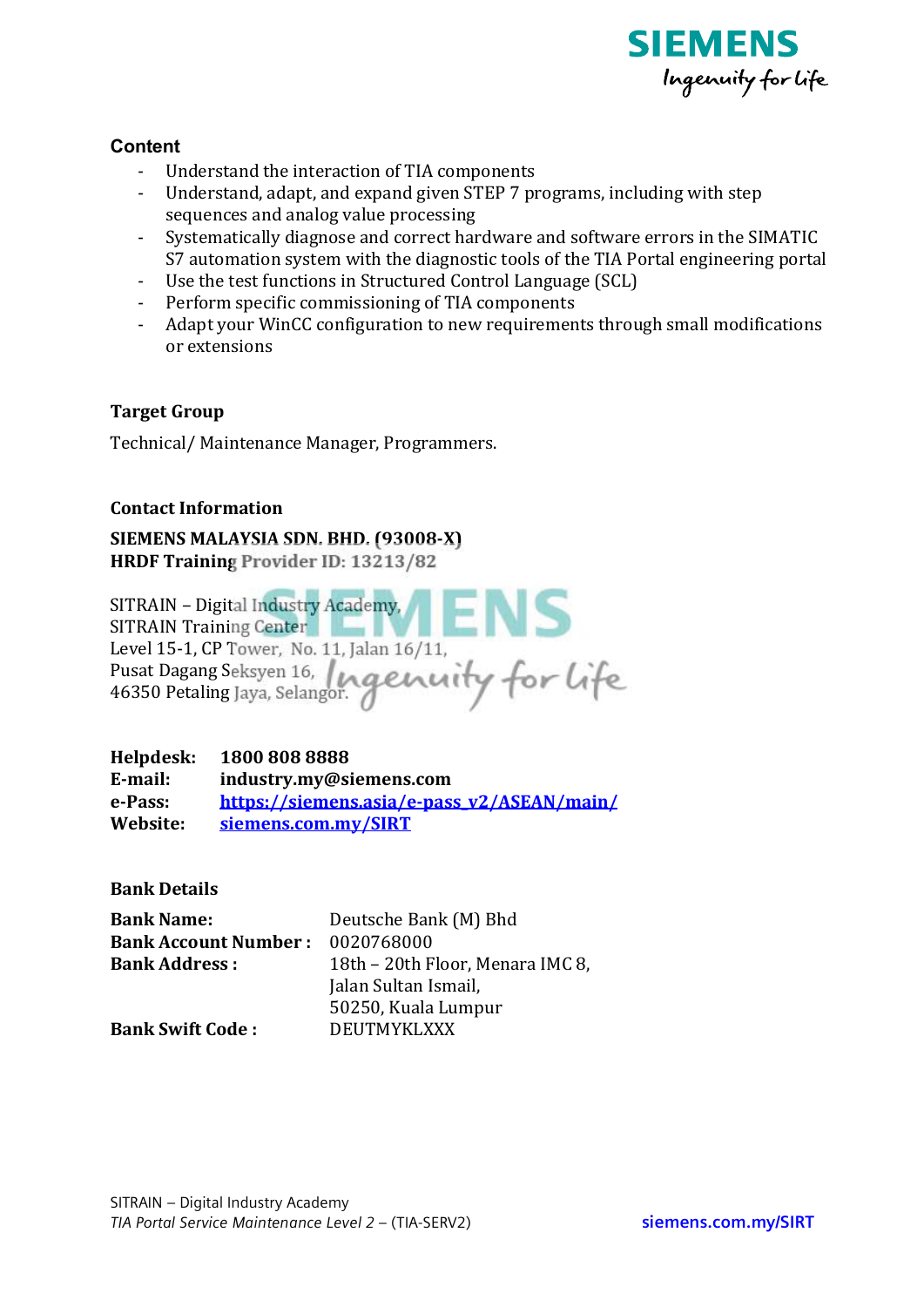## Content

- Understand the interaction of TIA components
- Understand, adapt, and expand given STEP 7 programs, including with step sequences and analog value processing
- Systematically diagnose and correct hardware and software errors in the SIMATIC S7 automation system with the diagnostic tools of the TIA Portal engineering portal
- Use the test functions in Structured Control Language (SCL)
- Perform specific commissioning of TIA components
- Adapt your WinCC configuration to new requirements through small modifications or extensions

## Target Group

Technical/ Maintenance Manager, Programmers.

## Contact Information

**SIEMENS MALAYSIA SDN. BHD. (93008-X)**
**HRDF Training Provider ID: 13213/82**

SITRAIN – Digital Industry Academy,
SITRAIN Training Center
Level 15-1, CP Tower, No. 11, Jalan 16/11,
Pusat Dagang Seksyen 16,
46350 Petaling Jaya, Selangor.

| | |
|---|---|
| **Helpdesk:** | **1800 808 8888** |
| **E-mail:** | **industry.my@siemens.com** |
| **e-Pass:** | **https://siemens.asia/e-pass_v2/ASEAN/main/** |
| **Website:** | **siemens.com.my/SIRT** |

## Bank Details

| | |
|---|---|
| **Bank Name:** | Deutsche Bank (M) Bhd |
| **Bank Account Number :** | 0020768000 |
| **Bank Address :** | 18th – 20th Floor, Menara IMC 8, Jalan Sultan Ismail, 50250, Kuala Lumpur |
| **Bank Swift Code :** | DEUTMYKLXXX |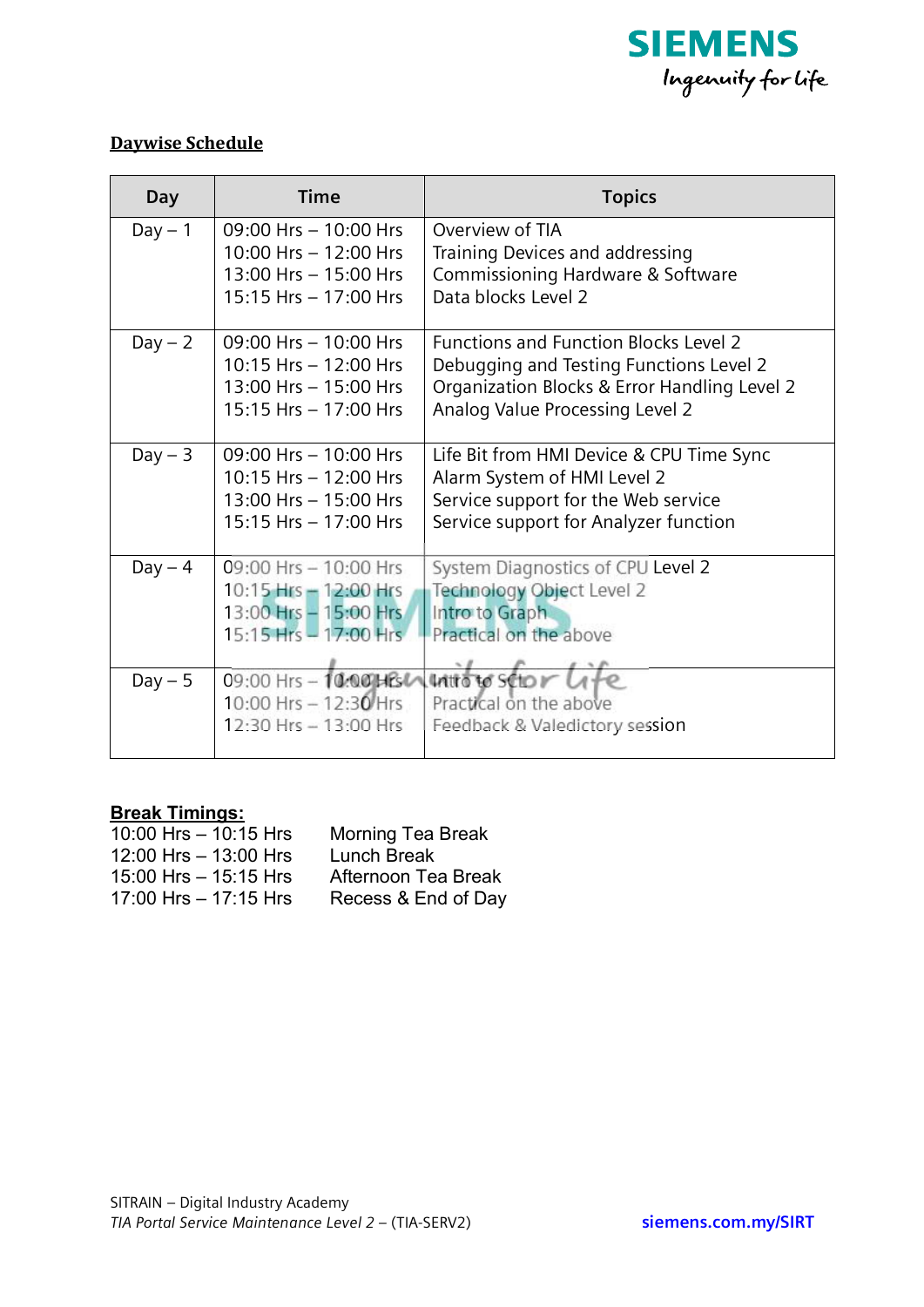## Daywise Schedule

| Day | Time | Topics |
|---|---|---|
| Day – 1 | 09:00 Hrs – 10:00 Hrs<br>10:00 Hrs – 12:00 Hrs<br>13:00 Hrs – 15:00 Hrs<br>15:15 Hrs – 17:00 Hrs | Overview of TIA<br>Training Devices and addressing<br>Commissioning Hardware & Software<br>Data blocks Level 2 |
| Day – 2 | 09:00 Hrs – 10:00 Hrs<br>10:15 Hrs – 12:00 Hrs<br>13:00 Hrs – 15:00 Hrs<br>15:15 Hrs – 17:00 Hrs | Functions and Function Blocks Level 2<br>Debugging and Testing Functions Level 2<br>Organization Blocks & Error Handling Level 2<br>Analog Value Processing Level 2 |
| Day – 3 | 09:00 Hrs – 10:00 Hrs<br>10:15 Hrs – 12:00 Hrs<br>13:00 Hrs – 15:00 Hrs<br>15:15 Hrs – 17:00 Hrs | Life Bit from HMI Device & CPU Time Sync<br>Alarm System of HMI Level 2<br>Service support for the Web service<br>Service support for Analyzer function |
| Day – 4 | 09:00 Hrs – 10:00 Hrs<br>10:15 Hrs – 12:00 Hrs<br>13:00 Hrs – 15:00 Hrs<br>15:15 Hrs – 17:00 Hrs | System Diagnostics of CPU Level 2<br>Technology Object Level 2<br>Intro to Graph<br>Practical on the above |
| Day – 5 | 09:00 Hrs – 10:00 Hrs<br>10:00 Hrs – 12:30 Hrs<br>12:30 Hrs – 13:00 Hrs | Intro to SCL<br>Practical on the above<br>Feedback & Valedictory session |

**Break Timings:**

| | |
|---|---|
| 10:00 Hrs – 10:15 Hrs | Morning Tea Break |
| 12:00 Hrs – 13:00 Hrs | Lunch Break |
| 15:00 Hrs – 15:15 Hrs | Afternoon Tea Break |
| 17:00 Hrs – 17:15 Hrs | Recess & End of Day |